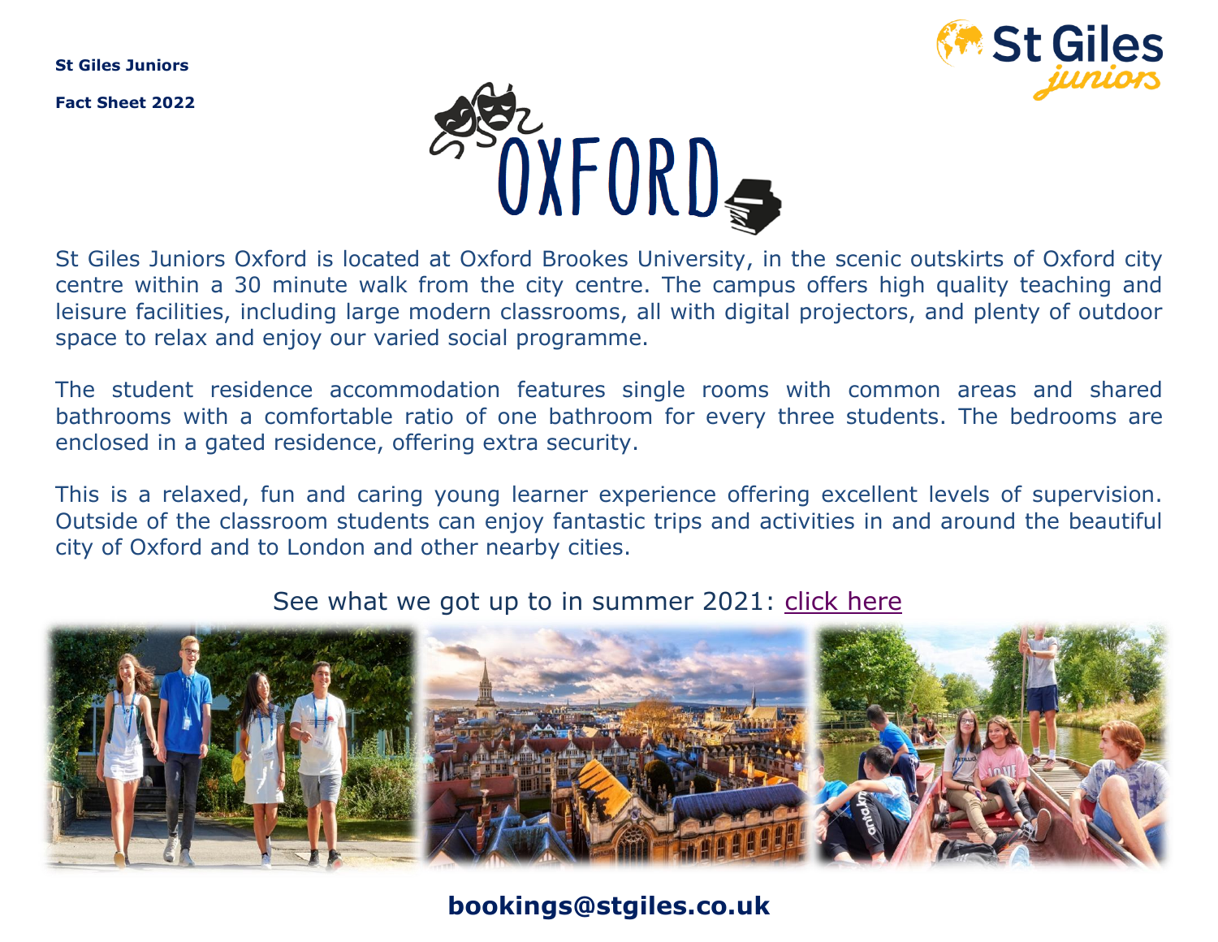**St Giles Juniors**

**Fact Sheet 2022**

# OXFORD

St Giles Juniors Oxford is located at Oxford Brookes University, in the scenic outskirts of Oxford city centre within a 30 minute walk from the city centre. The campus offers high quality teaching and leisure facilities, including large modern classrooms, all with digital projectors, and plenty of outdoor space to relax and enjoy our varied social programme.

The student residence accommodation features single rooms with common areas and shared bathrooms with a comfortable ratio of one bathroom for every three students. The bedrooms are enclosed in a gated residence, offering extra security.

This is a relaxed, fun and caring young learner experience offering excellent levels of supervision. Outside of the classroom students can enjoy fantastic trips and activities in and around the beautiful city of Oxford and to London and other nearby cities.

See what we got up to in summer 2021: click here

**bookings@stgiles.co.uk**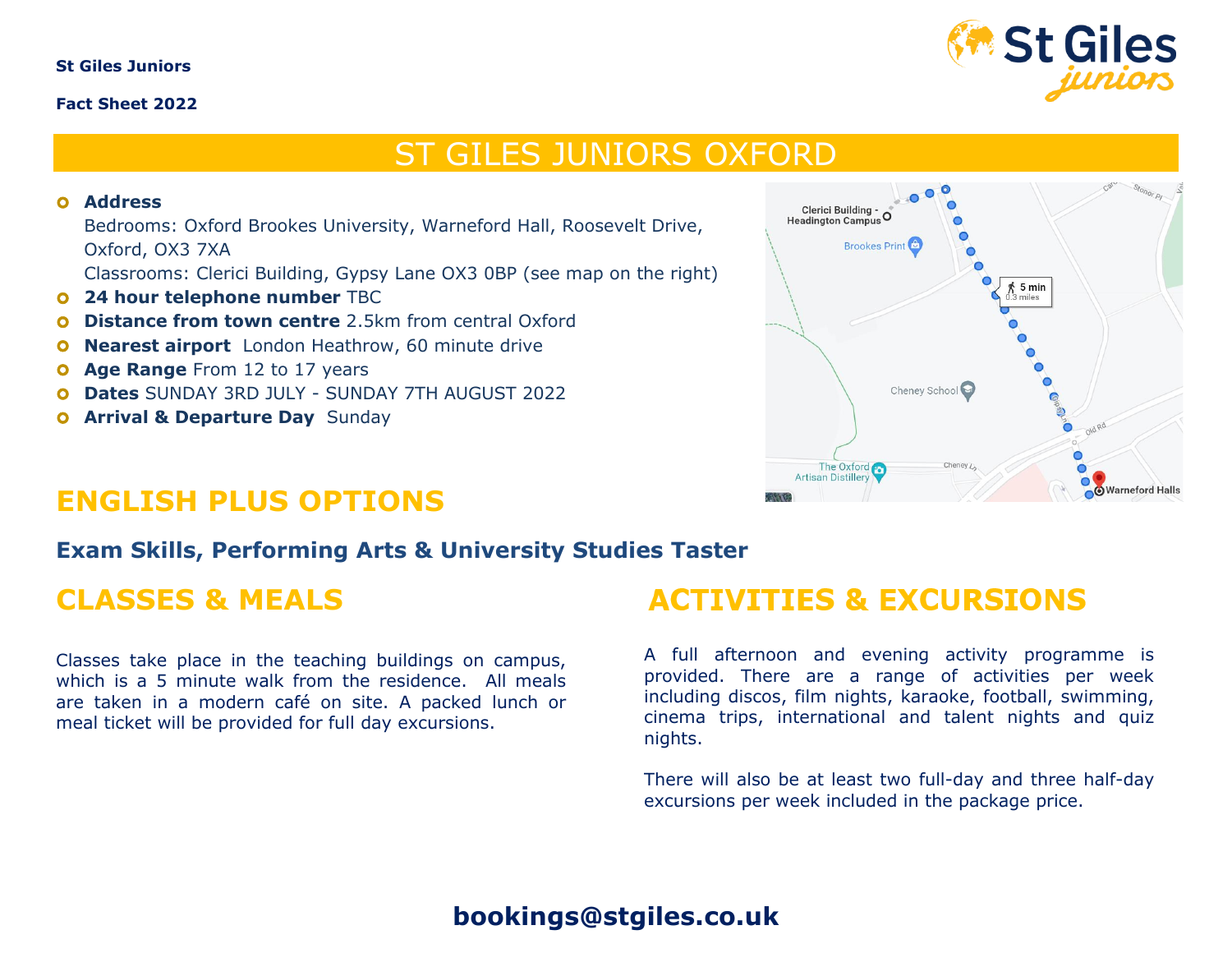**St Giles Juniors**

**Fact Sheet 2022**

# ST GILES JUNIORS OXFORD

- **Address**
  Bedrooms: Oxford Brookes University, Warneford Hall, Roosevelt Drive, Oxford, OX3 7XA
  Classrooms: Clerici Building, Gypsy Lane OX3 0BP (see map on the right)
- **24 hour telephone number** TBC
- **Distance from town centre** 2.5km from central Oxford
- **Nearest airport** London Heathrow, 60 minute drive
- **Age Range** From 12 to 17 years
- **Dates** SUNDAY 3RD JULY - SUNDAY 7TH AUGUST 2022
- **Arrival & Departure Day** Sunday

## ENGLISH PLUS OPTIONS

### Exam Skills, Performing Arts & University Studies Taster

## CLASSES & MEALS

Classes take place in the teaching buildings on campus, which is a 5 minute walk from the residence. All meals are taken in a modern café on site. A packed lunch or meal ticket will be provided for full day excursions.

## ACTIVITIES & EXCURSIONS

A full afternoon and evening activity programme is provided. There are a range of activities per week including discos, film nights, karaoke, football, swimming, cinema trips, international and talent nights and quiz nights.

There will also be at least two full-day and three half-day excursions per week included in the package price.

**bookings@stgiles.co.uk**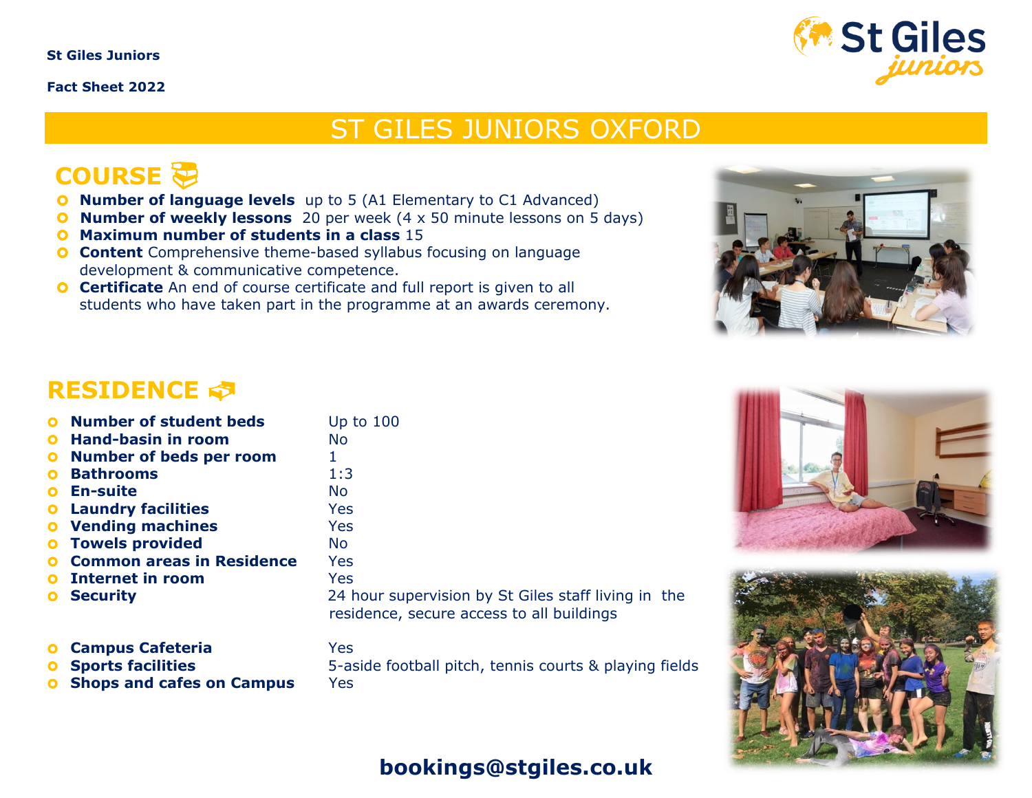**St Giles Juniors**

**Fact Sheet 2022**

# ST GILES JUNIORS OXFORD

## COURSE

- **Number of language levels** up to 5 (A1 Elementary to C1 Advanced)
- **Number of weekly lessons** 20 per week (4 x 50 minute lessons on 5 days)
- **Maximum number of students in a class** 15
- **Content** Comprehensive theme-based syllabus focusing on language development & communicative competence.
- **Certificate** An end of course certificate and full report is given to all students who have taken part in the programme at an awards ceremony.

## RESIDENCE

| | |
|---|---|
| **Number of student beds** | Up to 100 |
| **Hand-basin in room** | No |
| **Number of beds per room** | 1 |
| **Bathrooms** | 1:3 |
| **En-suite** | No |
| **Laundry facilities** | Yes |
| **Vending machines** | Yes |
| **Towels provided** | No |
| **Common areas in Residence** | Yes |
| **Internet in room** | Yes |
| **Security** | 24 hour supervision by St Giles staff living in the residence, secure access to all buildings |
| **Campus Cafeteria** | Yes |
| **Sports facilities** | 5-aside football pitch, tennis courts & playing fields |
| **Shops and cafes on Campus** | Yes |

**bookings@stgiles.co.uk**